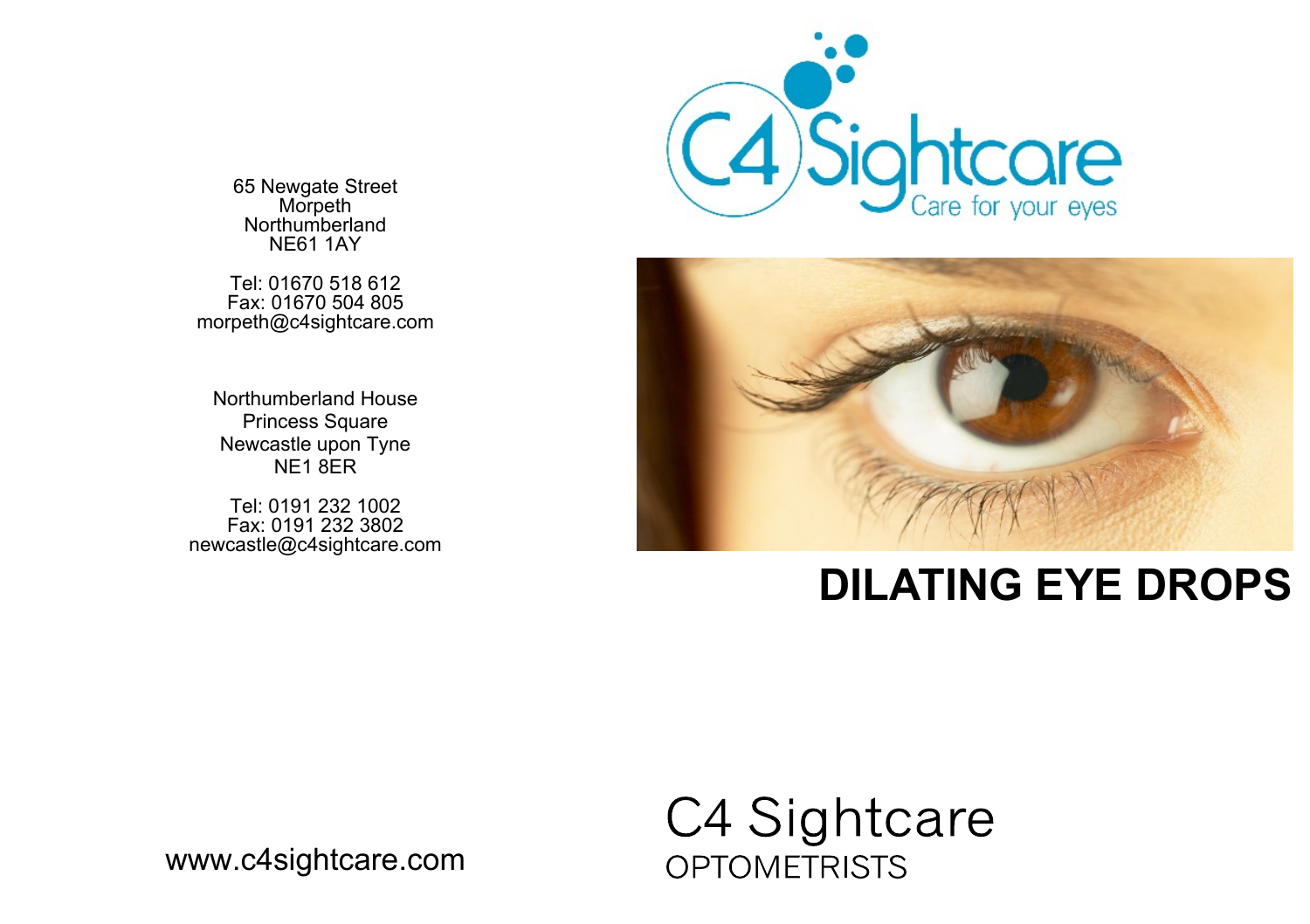65 Newgate Street
Morpeth
Northumberland
NE61 1AY

Tel: 01670 518 612
Fax: 01670 504 805
morpeth@c4sightcare.com

Northumberland House
Princess Square
Newcastle upon Tyne
NE1 8ER

Tel: 0191 232 1002
Fax: 0191 232 3802
newcastle@c4sightcare.com

www.c4sightcare.com

C4 Sightcare
Care for your eyes

# DILATING EYE DROPS

C4 Sightcare
OPTOMETRISTS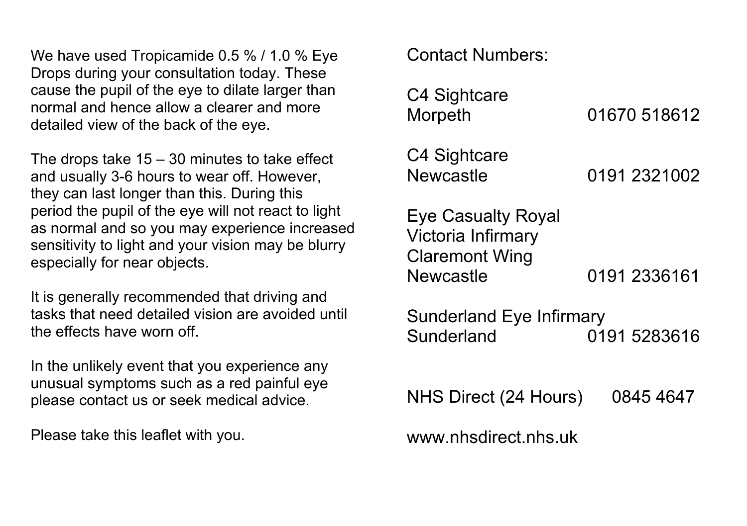We have used Tropicamide 0.5 % / 1.0 % Eye Drops during your consultation today. These cause the pupil of the eye to dilate larger than normal and hence allow a clearer and more detailed view of the back of the eye.

The drops take 15 – 30 minutes to take effect and usually 3-6 hours to wear off. However, they can last longer than this. During this period the pupil of the eye will not react to light as normal and so you may experience increased sensitivity to light and your vision may be blurry especially for near objects.

It is generally recommended that driving and tasks that need detailed vision are avoided until the effects have worn off.

In the unlikely event that you experience any unusual symptoms such as a red painful eye please contact us or seek medical advice.

Please take this leaflet with you.

Contact Numbers:

| | |
|---|---|
| C4 Sightcare Morpeth | 01670 518612 |
| C4 Sightcare Newcastle | 0191 2321002 |
| Eye Casualty Royal Victoria Infirmary Claremont Wing Newcastle | 0191 2336161 |
| Sunderland Eye Infirmary Sunderland | 0191 5283616 |
| NHS Direct (24 Hours) | 0845 4647 |

www.nhsdirect.nhs.uk